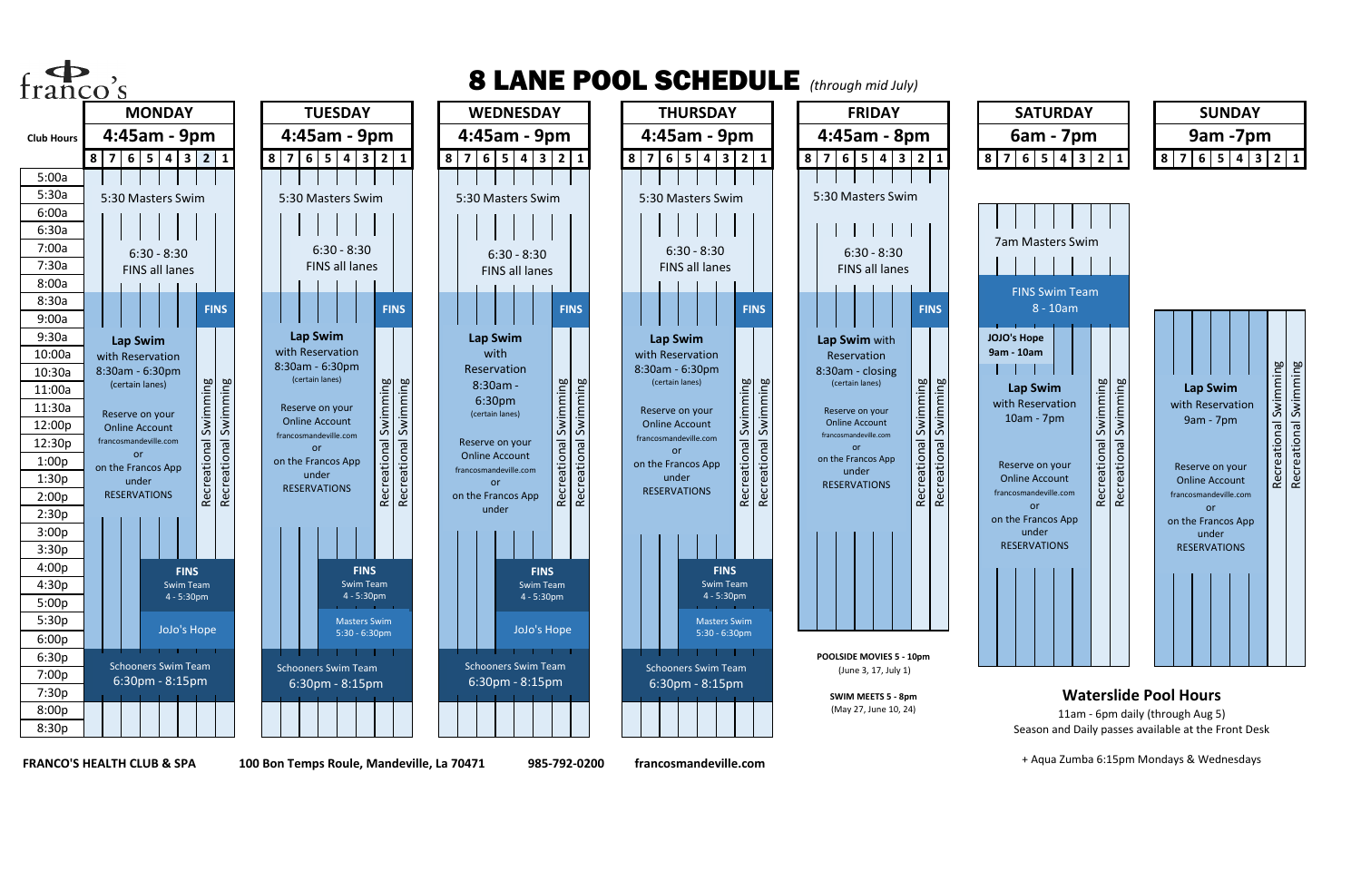franco's

# 8 LANE POOL SCHEDULE *(through mid July)*

| | MONDAY | TUESDAY | WEDNESDAY | THURSDAY | FRIDAY | SATURDAY | SUNDAY |
|---|---|---|---|---|---|---|---|
| **Club Hours** | 4:45am - 9pm | 4:45am - 9pm | 4:45am - 9pm | 4:45am - 9pm | 4:45am - 8pm | 6am - 7pm | 9am -7pm |
| Lanes | 8 7 6 5 4 3 2 1 | 8 7 6 5 4 3 2 1 | 8 7 6 5 4 3 2 1 | 8 7 6 5 4 3 2 1 | 8 7 6 5 4 3 2 1 | 8 7 6 5 4 3 2 1 | 8 7 6 5 4 3 2 1 |
| 5:30a | 5:30 Masters Swim | 5:30 Masters Swim | 5:30 Masters Swim | 5:30 Masters Swim | 5:30 Masters Swim | | |
| 6:30a - 8:30a | 6:30 - 8:30 FINS all lanes | 6:30 - 8:30 FINS all lanes | 6:30 - 8:30 FINS all lanes | 6:30 - 8:30 FINS all lanes | 6:30 - 8:30 FINS all lanes | 7am Masters Swim | |
| 8:00a - 10:00a | | | | | | FINS Swim Team 8 - 10am | |
| 8:30a - 9:00a | FINS (lanes 2-1) | FINS (lanes 2-1) | FINS (lanes 2-1) | FINS (lanes 2-1) | FINS (lanes 2-1) | | |
| 9:00a - 10:00a | | | | | | JOJO's Hope 9am - 10am | |
| 9:30a - 4:00p | **Lap Swim** with Reservation 8:30am - 6:30pm (certain lanes) Reserve on your Online Account francosmandeville.com or on the Francos App under RESERVATIONS; Recreational Swimming (lanes 2-1) | **Lap Swim** with Reservation 8:30am - 6:30pm (certain lanes) Reserve on your Online Account francosmandeville.com or on the Francos App under RESERVATIONS; Recreational Swimming (lanes 2-1) | **Lap Swim** with Reservation 8:30am - 6:30pm (certain lanes) Reserve on your Online Account francosmandeville.com or on the Francos App under; Recreational Swimming (lanes 2-1) | **Lap Swim** with Reservation 8:30am - 6:30pm (certain lanes) Reserve on your Online Account francosmandeville.com or on the Francos App under RESERVATIONS; Recreational Swimming (lanes 2-1) | **Lap Swim** with Reservation 8:30am - closing (certain lanes) Reserve on your Online Account francosmandeville.com or on the Francos App under RESERVATIONS; Recreational Swimming (lanes 2-1) | **Lap Swim** with Reservation 10am - 7pm Reserve on your Online Account francosmandeville.com or on the Francos App under RESERVATIONS; Recreational Swimming (lanes 2-1) | **Lap Swim** with Reservation 9am - 7pm Reserve on your Online Account francosmandeville.com or on the Francos App under RESERVATIONS; Recreational Swimming (lanes 2-1) |
| 4:00p - 5:30p | **FINS** Swim Team 4 - 5:30pm | **FINS** Swim Team 4 - 5:30pm | **FINS** Swim Team 4 - 5:30pm | **FINS** Swim Team 4 - 5:30pm | | | |
| 5:30p - 6:30p | JoJo's Hope | Masters Swim 5:30 - 6:30pm | JoJo's Hope | Masters Swim 5:30 - 6:30pm | | | |
| 6:30p - 8:15p | Schooners Swim Team 6:30pm - 8:15pm | Schooners Swim Team 6:30pm - 8:15pm | Schooners Swim Team 6:30pm - 8:15pm | Schooners Swim Team 6:30pm - 8:15pm | | | |

**POOLSIDE MOVIES 5 - 10pm**
(June 3, 17, July 1)

**SWIM MEETS 5 - 8pm**
(May 27, June 10, 24)

**Waterslide Pool Hours**
11am - 6pm daily (through Aug 5)
Season and Daily passes available at the Front Desk

+ Aqua Zumba 6:15pm Mondays & Wednesdays

**FRANCO'S HEALTH CLUB & SPA** **100 Bon Temps Roule, Mandeville, La 70471** **985-792-0200** **francosmandeville.com**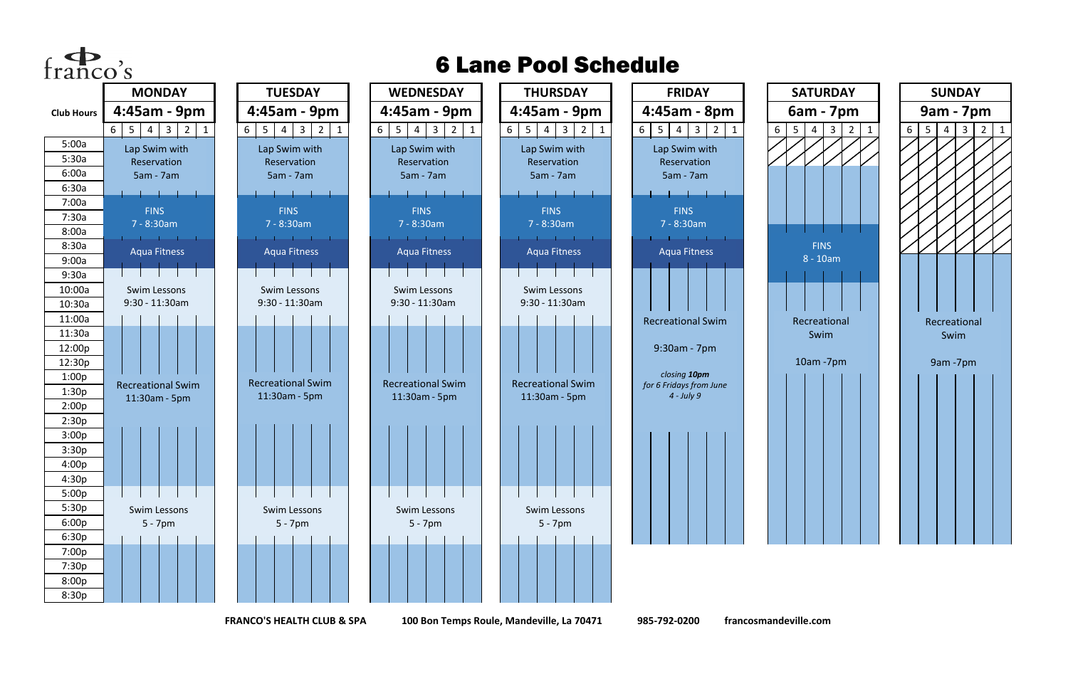franco's

# 6 Lane Pool Schedule

| | MONDAY | TUESDAY | WEDNESDAY | THURSDAY | FRIDAY | SATURDAY | SUNDAY |
|---|---|---|---|---|---|---|---|
| **Club Hours** | 4:45am - 9pm | 4:45am - 9pm | 4:45am - 9pm | 4:45am - 9pm | 4:45am - 8pm | 6am - 7pm | 9am - 7pm |
| Lanes | 6 5 4 3 2 1 | 6 5 4 3 2 1 | 6 5 4 3 2 1 | 6 5 4 3 2 1 | 6 5 4 3 2 1 | 6 5 4 3 2 1 | 6 5 4 3 2 1 |
| 5:00a – 6:30a | Lap Swim with Reservation 5am - 7am | Lap Swim with Reservation 5am - 7am | Lap Swim with Reservation 5am - 7am | Lap Swim with Reservation 5am - 7am | Lap Swim with Reservation 5am - 7am | | |
| 7:00a – 8:00a | FINS 7 - 8:30am | FINS 7 - 8:30am | FINS 7 - 8:30am | FINS 7 - 8:30am | FINS 7 - 8:30am | FINS 8 - 10am | |
| 8:30a – 9:00a | Aqua Fitness | Aqua Fitness | Aqua Fitness | Aqua Fitness | Aqua Fitness | | |
| 9:30a – 11:00a | Swim Lessons 9:30 - 11:30am | Swim Lessons 9:30 - 11:30am | Swim Lessons 9:30 - 11:30am | Swim Lessons 9:30 - 11:30am | Recreational Swim 9:30am - 7pm *closing **10pm** for 6 Fridays from June 4 - July 9* | Recreational Swim 10am -7pm | Recreational Swim 9am -7pm |
| 11:30a – 4:30p | Recreational Swim 11:30am - 5pm | Recreational Swim 11:30am - 5pm | Recreational Swim 11:30am - 5pm | Recreational Swim 11:30am - 5pm | | | |
| 5:00p – 6:30p | Swim Lessons 5 - 7pm | Swim Lessons 5 - 7pm | Swim Lessons 5 - 7pm | Swim Lessons 5 - 7pm | | | |
| 7:00p – 8:30p | | | | | | | |

**FRANCO'S HEALTH CLUB & SPA** **100 Bon Temps Roule, Mandeville, La 70471** **985-792-0200** **francosmandeville.com**